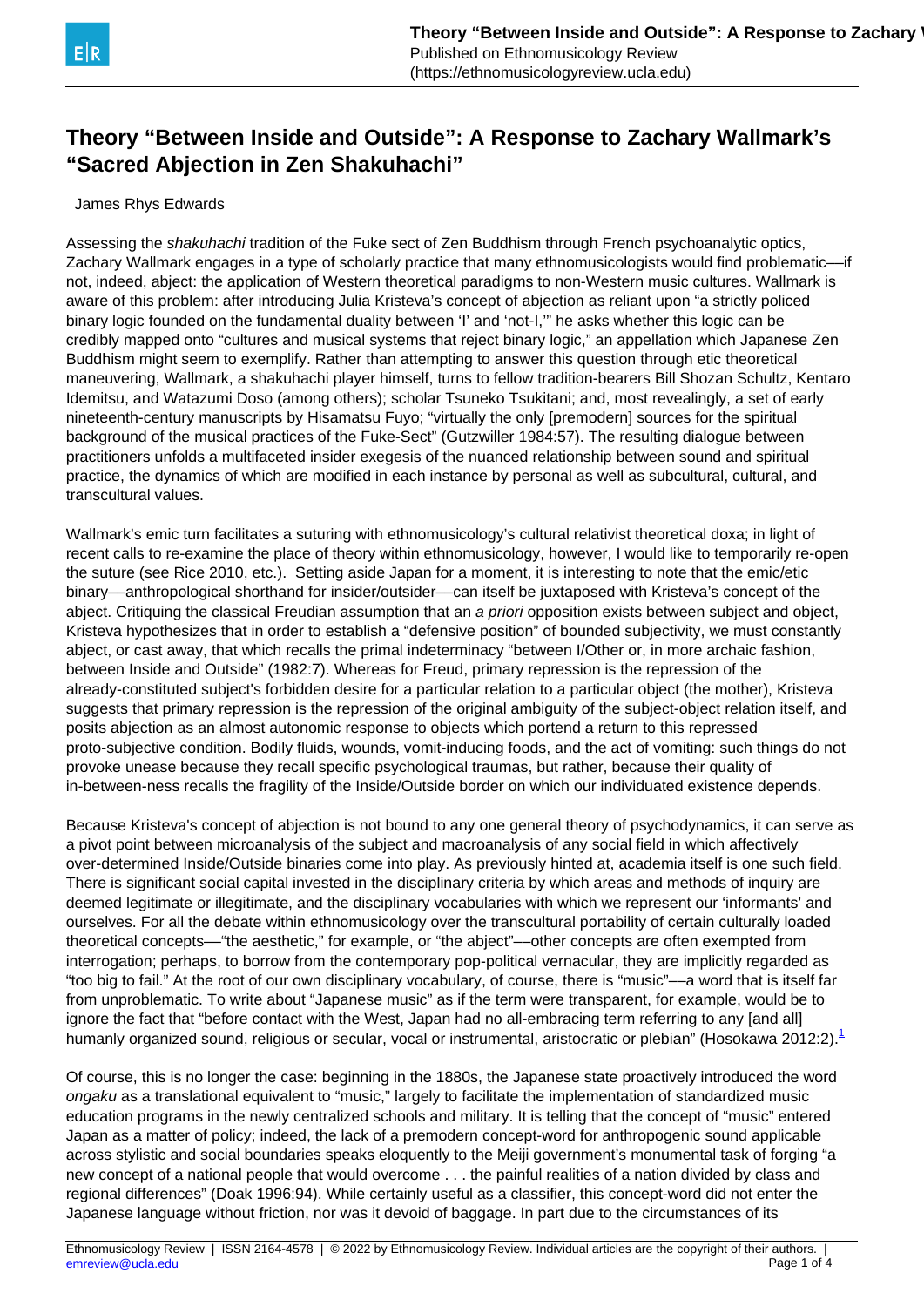# Theory "Between Inside and Outside": A Response to Zachary Wallmark's "Sacred Abjection in Zen Shakuhachi"

James Rhys Edwards

Assessing the *shakuhachi* tradition of the Fuke sect of Zen Buddhism through French psychoanalytic optics, Zachary Wallmark engages in a type of scholarly practice that many ethnomusicologists would find problematic—if not, indeed, abject: the application of Western theoretical paradigms to non-Western music cultures. Wallmark is aware of this problem: after introducing Julia Kristeva's concept of abjection as reliant upon "a strictly policed binary logic founded on the fundamental duality between 'I' and 'not-I,'" he asks whether this logic can be credibly mapped onto "cultures and musical systems that reject binary logic," an appellation which Japanese Zen Buddhism might seem to exemplify. Rather than attempting to answer this question through etic theoretical maneuvering, Wallmark, a shakuhachi player himself, turns to fellow tradition-bearers Bill Shozan Schultz, Kentaro Idemitsu, and Watazumi Doso (among others); scholar Tsuneko Tsukitani; and, most revealingly, a set of early nineteenth-century manuscripts by Hisamatsu Fuyo; "virtually the only [premodern] sources for the spiritual background of the musical practices of the Fuke-Sect" (Gutzwiller 1984:57). The resulting dialogue between practitioners unfolds a multifaceted insider exegesis of the nuanced relationship between sound and spiritual practice, the dynamics of which are modified in each instance by personal as well as subcultural, cultural, and transcultural values.

Wallmark's emic turn facilitates a suturing with ethnomusicology's cultural relativist theoretical doxa; in light of recent calls to re-examine the place of theory within ethnomusicology, however, I would like to temporarily re-open the suture (see Rice 2010, etc.). Setting aside Japan for a moment, it is interesting to note that the emic/etic binary—anthropological shorthand for insider/outsider—can itself be juxtaposed with Kristeva's concept of the abject. Critiquing the classical Freudian assumption that an *a priori* opposition exists between subject and object, Kristeva hypothesizes that in order to establish a "defensive position" of bounded subjectivity, we must constantly abject, or cast away, that which recalls the primal indeterminacy "between I/Other or, in more archaic fashion, between Inside and Outside" (1982:7). Whereas for Freud, primary repression is the repression of the already-constituted subject's forbidden desire for a particular relation to a particular object (the mother), Kristeva suggests that primary repression is the repression of the original ambiguity of the subject-object relation itself, and posits abjection as an almost autonomic response to objects which portend a return to this repressed proto-subjective condition. Bodily fluids, wounds, vomit-inducing foods, and the act of vomiting: such things do not provoke unease because they recall specific psychological traumas, but rather, because their quality of in-between-ness recalls the fragility of the Inside/Outside border on which our individuated existence depends.

Because Kristeva's concept of abjection is not bound to any one general theory of psychodynamics, it can serve as a pivot point between microanalysis of the subject and macroanalysis of any social field in which affectively over-determined Inside/Outside binaries come into play. As previously hinted at, academia itself is one such field. There is significant social capital invested in the disciplinary criteria by which areas and methods of inquiry are deemed legitimate or illegitimate, and the disciplinary vocabularies with which we represent our 'informants' and ourselves. For all the debate within ethnomusicology over the transcultural portability of certain culturally loaded theoretical concepts—"the aesthetic," for example, or "the abject"—other concepts are often exempted from interrogation; perhaps, to borrow from the contemporary pop-political vernacular, they are implicitly regarded as "too big to fail." At the root of our own disciplinary vocabulary, of course, there is "music"—a word that is itself far from unproblematic. To write about "Japanese music" as if the term were transparent, for example, would be to ignore the fact that "before contact with the West, Japan had no all-embracing term referring to any [and all] humanly organized sound, religious or secular, vocal or instrumental, aristocratic or plebian" (Hosokawa 2012:2).[1]

Of course, this is no longer the case: beginning in the 1880s, the Japanese state proactively introduced the word *ongaku* as a translational equivalent to "music," largely to facilitate the implementation of standardized music education programs in the newly centralized schools and military. It is telling that the concept of "music" entered Japan as a matter of policy; indeed, the lack of a premodern concept-word for anthropogenic sound applicable across stylistic and social boundaries speaks eloquently to the Meiji government's monumental task of forging "a new concept of a national people that would overcome . . . the painful realities of a nation divided by class and regional differences" (Doak 1996:94). While certainly useful as a classifier, this concept-word did not enter the Japanese language without friction, nor was it devoid of baggage. In part due to the circumstances of its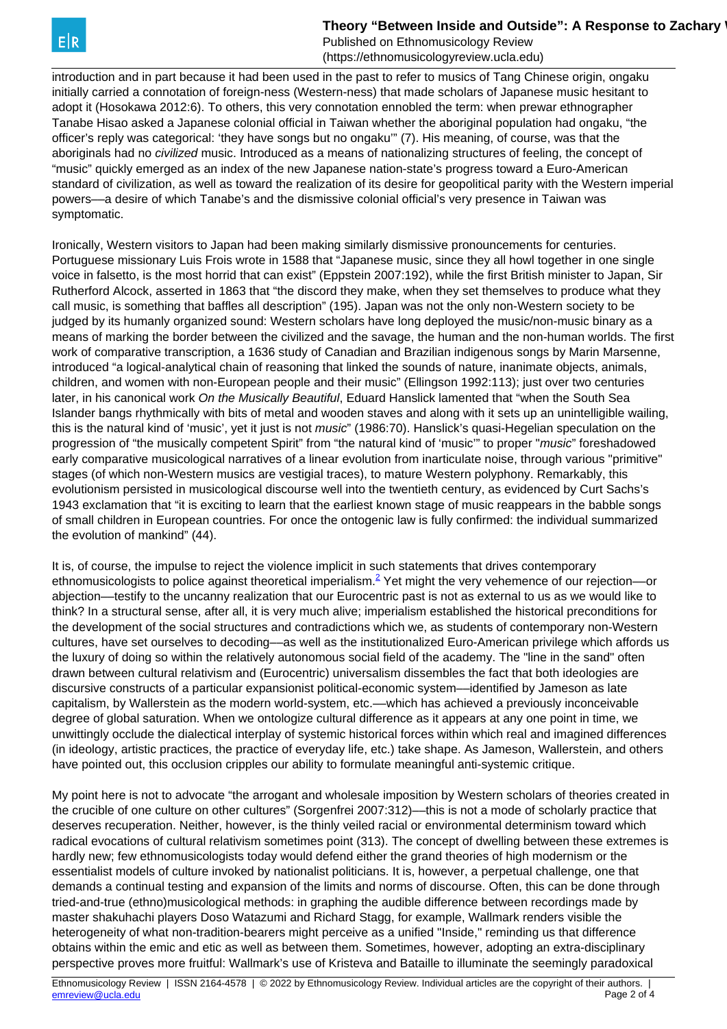introduction and in part because it had been used in the past to refer to musics of Tang Chinese origin, ongaku initially carried a connotation of foreign-ness (Western-ness) that made scholars of Japanese music hesitant to adopt it (Hosokawa 2012:6). To others, this very connotation ennobled the term: when prewar ethnographer Tanabe Hisao asked a Japanese colonial official in Taiwan whether the aboriginal population had ongaku, "the officer's reply was categorical: 'they have songs but no ongaku'" (7). His meaning, of course, was that the aboriginals had no *civilized* music. Introduced as a means of nationalizing structures of feeling, the concept of "music" quickly emerged as an index of the new Japanese nation-state's progress toward a Euro-American standard of civilization, as well as toward the realization of its desire for geopolitical parity with the Western imperial powers—a desire of which Tanabe's and the dismissive colonial official's very presence in Taiwan was symptomatic.

Ironically, Western visitors to Japan had been making similarly dismissive pronouncements for centuries. Portuguese missionary Luis Frois wrote in 1588 that "Japanese music, since they all howl together in one single voice in falsetto, is the most horrid that can exist" (Eppstein 2007:192), while the first British minister to Japan, Sir Rutherford Alcock, asserted in 1863 that "the discord they make, when they set themselves to produce what they call music, is something that baffles all description" (195). Japan was not the only non-Western society to be judged by its humanly organized sound: Western scholars have long deployed the music/non-music binary as a means of marking the border between the civilized and the savage, the human and the non-human worlds. The first work of comparative transcription, a 1636 study of Canadian and Brazilian indigenous songs by Marin Marsenne, introduced "a logical-analytical chain of reasoning that linked the sounds of nature, inanimate objects, animals, children, and women with non-European people and their music" (Ellingson 1992:113); just over two centuries later, in his canonical work *On the Musically Beautiful*, Eduard Hanslick lamented that "when the South Sea Islander bangs rhythmically with bits of metal and wooden staves and along with it sets up an unintelligible wailing, this is the natural kind of 'music', yet it just is not *music*" (1986:70). Hanslick's quasi-Hegelian speculation on the progression of "the musically competent Spirit" from "the natural kind of 'music'" to proper "*music*" foreshadowed early comparative musicological narratives of a linear evolution from inarticulate noise, through various "primitive" stages (of which non-Western musics are vestigial traces), to mature Western polyphony. Remarkably, this evolutionism persisted in musicological discourse well into the twentieth century, as evidenced by Curt Sachs's 1943 exclamation that "it is exciting to learn that the earliest known stage of music reappears in the babble songs of small children in European countries. For once the ontogenic law is fully confirmed: the individual summarized the evolution of mankind" (44).

It is, of course, the impulse to reject the violence implicit in such statements that drives contemporary ethnomusicologists to police against theoretical imperialism.[2] Yet might the very vehemence of our rejection—or abjection—testify to the uncanny realization that our Eurocentric past is not as external to us as we would like to think? In a structural sense, after all, it is very much alive; imperialism established the historical preconditions for the development of the social structures and contradictions which we, as students of contemporary non-Western cultures, have set ourselves to decoding—as well as the institutionalized Euro-American privilege which affords us the luxury of doing so within the relatively autonomous social field of the academy. The "line in the sand" often drawn between cultural relativism and (Eurocentric) universalism dissembles the fact that both ideologies are discursive constructs of a particular expansionist political-economic system—identified by Jameson as late capitalism, by Wallerstein as the modern world-system, etc.—which has achieved a previously inconceivable degree of global saturation. When we ontologize cultural difference as it appears at any one point in time, we unwittingly occlude the dialectical interplay of systemic historical forces within which real and imagined differences (in ideology, artistic practices, the practice of everyday life, etc.) take shape. As Jameson, Wallerstein, and others have pointed out, this occlusion cripples our ability to formulate meaningful anti-systemic critique.

My point here is not to advocate "the arrogant and wholesale imposition by Western scholars of theories created in the crucible of one culture on other cultures" (Sorgenfrei 2007:312)—this is not a mode of scholarly practice that deserves recuperation. Neither, however, is the thinly veiled racial or environmental determinism toward which radical evocations of cultural relativism sometimes point (313). The concept of dwelling between these extremes is hardly new; few ethnomusicologists today would defend either the grand theories of high modernism or the essentialist models of culture invoked by nationalist politicians. It is, however, a perpetual challenge, one that demands a continual testing and expansion of the limits and norms of discourse. Often, this can be done through tried-and-true (ethno)musicological methods: in graphing the audible difference between recordings made by master shakuhachi players Doso Watazumi and Richard Stagg, for example, Wallmark renders visible the heterogeneity of what non-tradition-bearers might perceive as a unified "Inside," reminding us that difference obtains within the emic and etic as well as between them. Sometimes, however, adopting an extra-disciplinary perspective proves more fruitful: Wallmark's use of Kristeva and Bataille to illuminate the seemingly paradoxical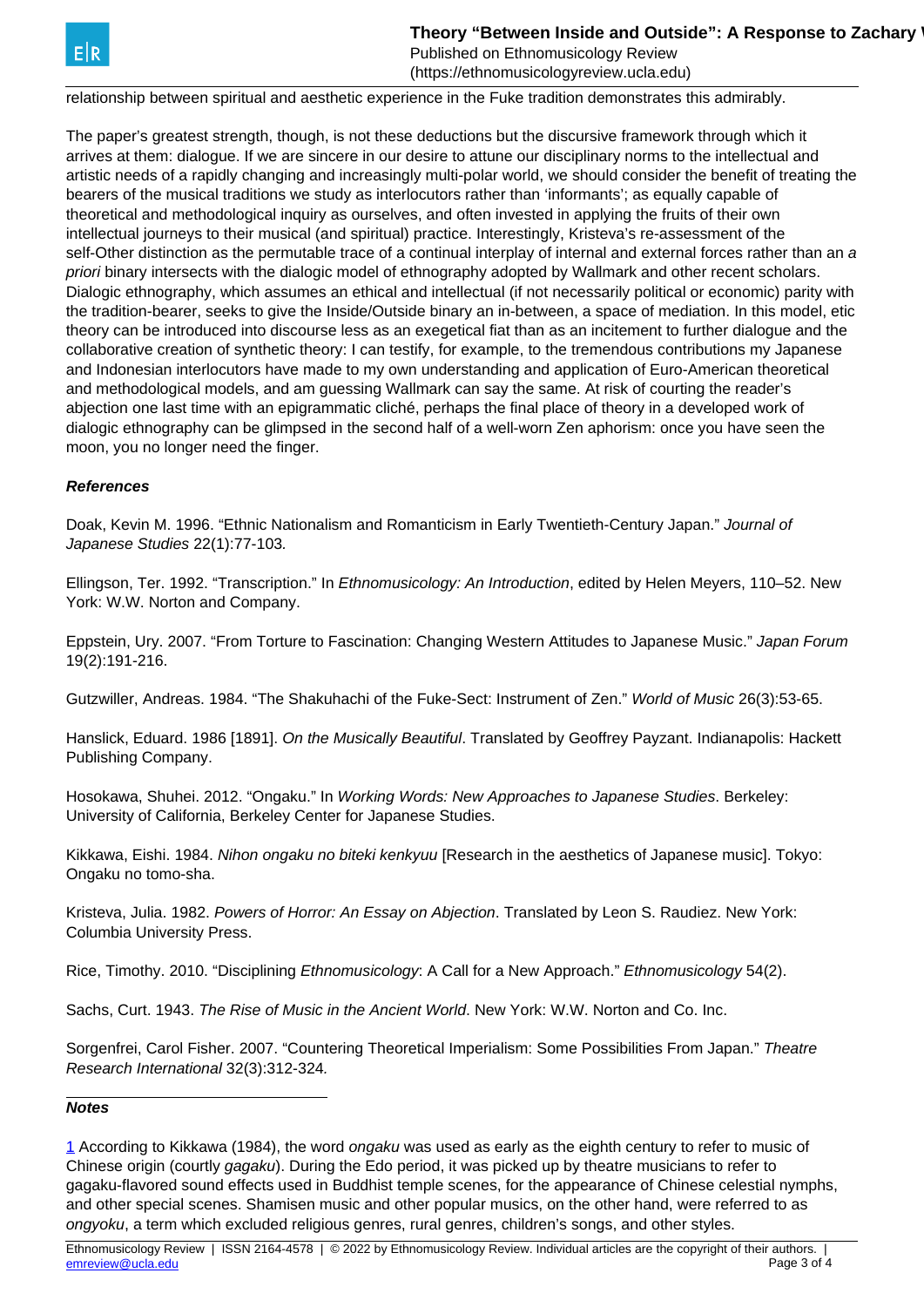relationship between spiritual and aesthetic experience in the Fuke tradition demonstrates this admirably.

The paper's greatest strength, though, is not these deductions but the discursive framework through which it arrives at them: dialogue. If we are sincere in our desire to attune our disciplinary norms to the intellectual and artistic needs of a rapidly changing and increasingly multi-polar world, we should consider the benefit of treating the bearers of the musical traditions we study as interlocutors rather than 'informants'; as equally capable of theoretical and methodological inquiry as ourselves, and often invested in applying the fruits of their own intellectual journeys to their musical (and spiritual) practice. Interestingly, Kristeva's re-assessment of the self-Other distinction as the permutable trace of a continual interplay of internal and external forces rather than an *a priori* binary intersects with the dialogic model of ethnography adopted by Wallmark and other recent scholars. Dialogic ethnography, which assumes an ethical and intellectual (if not necessarily political or economic) parity with the tradition-bearer, seeks to give the Inside/Outside binary an in-between, a space of mediation. In this model, etic theory can be introduced into discourse less as an exegetical fiat than as an incitement to further dialogue and the collaborative creation of synthetic theory: I can testify, for example, to the tremendous contributions my Japanese and Indonesian interlocutors have made to my own understanding and application of Euro-American theoretical and methodological models, and am guessing Wallmark can say the same. At risk of courting the reader's abjection one last time with an epigrammatic cliché, perhaps the final place of theory in a developed work of dialogic ethnography can be glimpsed in the second half of a well-worn Zen aphorism: once you have seen the moon, you no longer need the finger.

***References***

Doak, Kevin M. 1996. "Ethnic Nationalism and Romanticism in Early Twentieth-Century Japan." *Journal of Japanese Studies* 22(1):77-103*.*

Ellingson, Ter. 1992. "Transcription." In *Ethnomusicology: An Introduction*, edited by Helen Meyers, 110–52. New York: W.W. Norton and Company.

Eppstein, Ury. 2007. "From Torture to Fascination: Changing Western Attitudes to Japanese Music." *Japan Forum* 19(2):191-216.

Gutzwiller, Andreas. 1984. "The Shakuhachi of the Fuke-Sect: Instrument of Zen." *World of Music* 26(3):53-65.

Hanslick, Eduard. 1986 [1891]. *On the Musically Beautiful*. Translated by Geoffrey Payzant. Indianapolis: Hackett Publishing Company.

Hosokawa, Shuhei. 2012. "Ongaku." In *Working Words: New Approaches to Japanese Studies*. Berkeley: University of California, Berkeley Center for Japanese Studies.

Kikkawa, Eishi. 1984. *Nihon ongaku no biteki kenkyuu* [Research in the aesthetics of Japanese music]. Tokyo: Ongaku no tomo-sha.

Kristeva, Julia. 1982. *Powers of Horror: An Essay on Abjection*. Translated by Leon S. Raudiez. New York: Columbia University Press.

Rice, Timothy. 2010. "Disciplining *Ethnomusicology*: A Call for a New Approach." *Ethnomusicology* 54(2).

Sachs, Curt. 1943. *The Rise of Music in the Ancient World*. New York: W.W. Norton and Co. Inc.

Sorgenfrei, Carol Fisher. 2007. "Countering Theoretical Imperialism: Some Possibilities From Japan." *Theatre Research International* 32(3):312-324*.*

***Notes***

[1] According to Kikkawa (1984), the word *ongaku* was used as early as the eighth century to refer to music of Chinese origin (courtly *gagaku*). During the Edo period, it was picked up by theatre musicians to refer to gagaku-flavored sound effects used in Buddhist temple scenes, for the appearance of Chinese celestial nymphs, and other special scenes. Shamisen music and other popular musics, on the other hand, were referred to as *ongyoku*, a term which excluded religious genres, rural genres, children's songs, and other styles.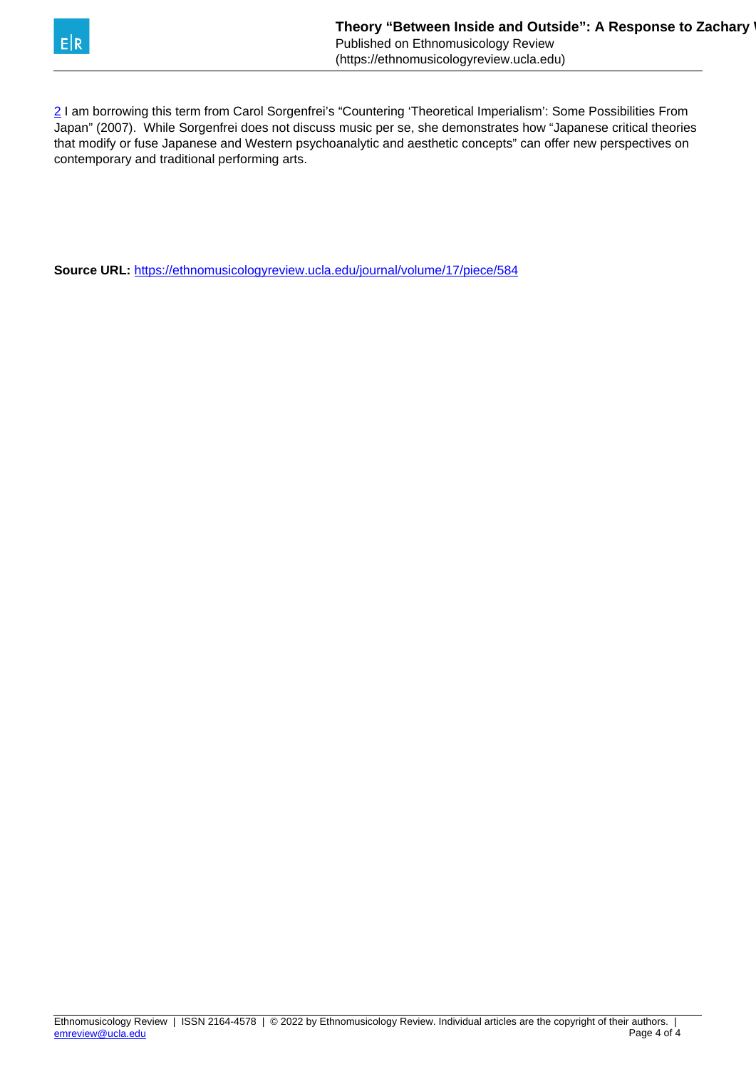[2] I am borrowing this term from Carol Sorgenfrei's "Countering 'Theoretical Imperialism': Some Possibilities From Japan" (2007). While Sorgenfrei does not discuss music per se, she demonstrates how "Japanese critical theories that modify or fuse Japanese and Western psychoanalytic and aesthetic concepts" can offer new perspectives on contemporary and traditional performing arts.

**Source URL:** https://ethnomusicologyreview.ucla.edu/journal/volume/17/piece/584